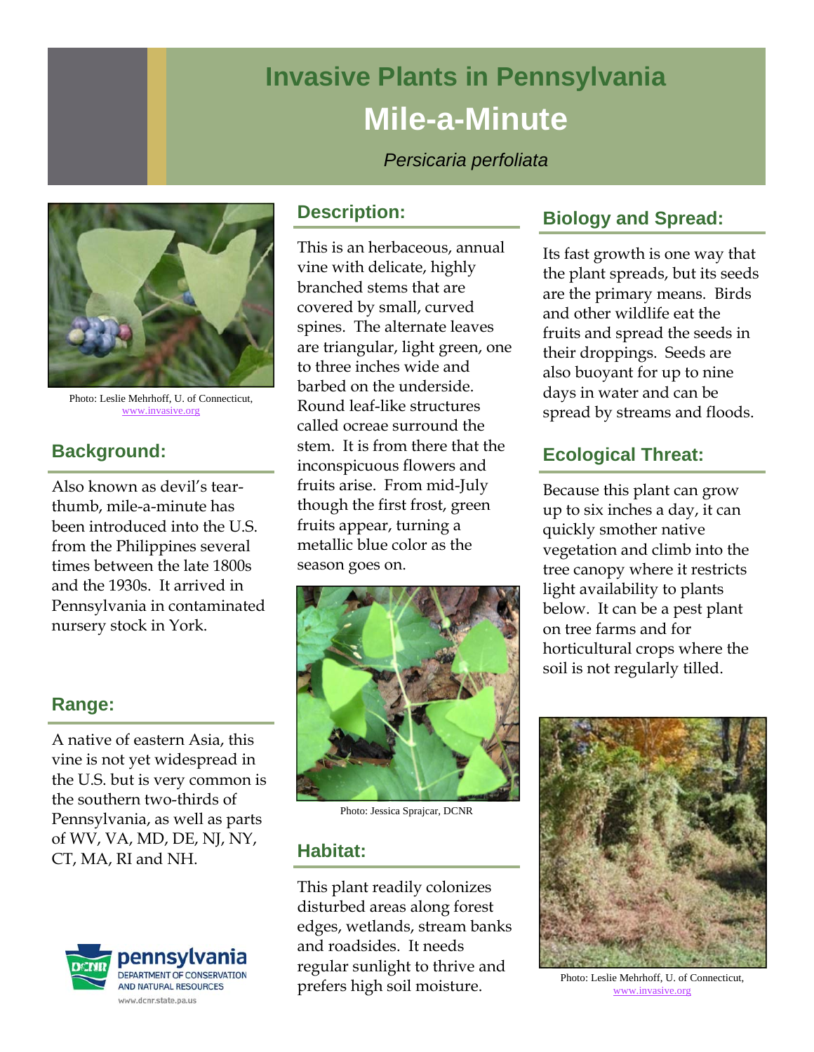# Invasive Plants in Pennsylvania

## Mile-a-Minute

*Persicaria perfoliata*

Photo: Leslie Mehrhoff, U. of Connecticut, www.invasive.org

## Background:

Also known as devil's tear-thumb, mile-a-minute has been introduced into the U.S. from the Philippines several times between the late 1800s and the 1930s. It arrived in Pennsylvania in contaminated nursery stock in York.

## Range:

A native of eastern Asia, this vine is not yet widespread in the U.S. but is very common is the southern two-thirds of Pennsylvania, as well as parts of WV, VA, MD, DE, NJ, NY, CT, MA, RI and NH.

pennsylvania DEPARTMENT OF CONSERVATION AND NATURAL RESOURCES www.dcnr.state.pa.us

## Description:

This is an herbaceous, annual vine with delicate, highly branched stems that are covered by small, curved spines. The alternate leaves are triangular, light green, one to three inches wide and barbed on the underside. Round leaf-like structures called ocreae surround the stem. It is from there that the inconspicuous flowers and fruits arise. From mid-July though the first frost, green fruits appear, turning a metallic blue color as the season goes on.

Photo: Jessica Sprajcar, DCNR

## Habitat:

This plant readily colonizes disturbed areas along forest edges, wetlands, stream banks and roadsides. It needs regular sunlight to thrive and prefers high soil moisture.

## Biology and Spread:

Its fast growth is one way that the plant spreads, but its seeds are the primary means. Birds and other wildlife eat the fruits and spread the seeds in their droppings. Seeds are also buoyant for up to nine days in water and can be spread by streams and floods.

## Ecological Threat:

Because this plant can grow up to six inches a day, it can quickly smother native vegetation and climb into the tree canopy where it restricts light availability to plants below. It can be a pest plant on tree farms and for horticultural crops where the soil is not regularly tilled.

Photo: Leslie Mehrhoff, U. of Connecticut, www.invasive.org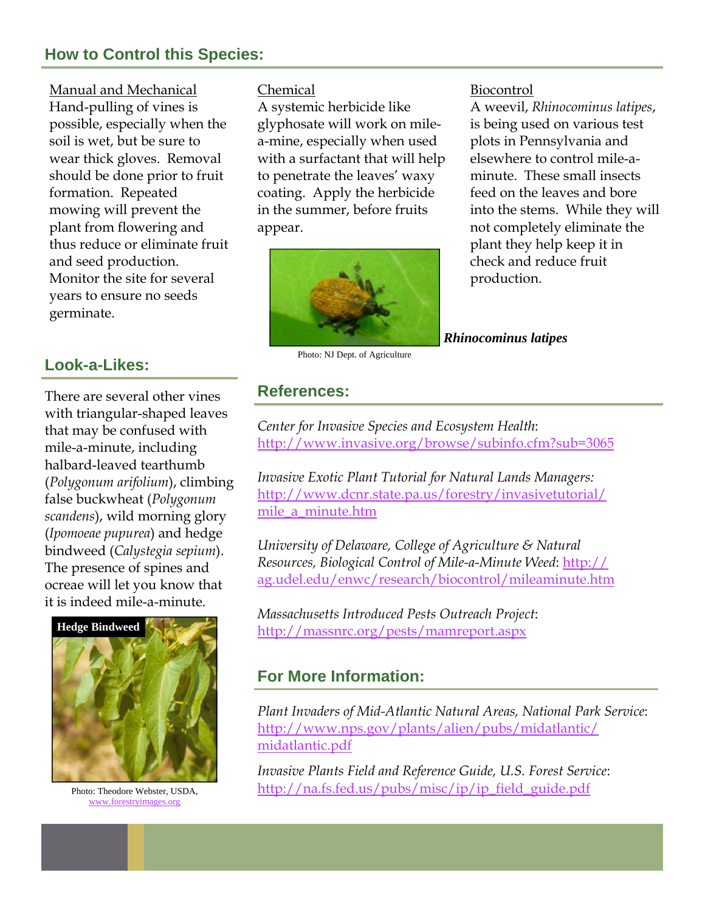## How to Control this Species:

Manual and Mechanical

Hand-pulling of vines is possible, especially when the soil is wet, but be sure to wear thick gloves. Removal should be done prior to fruit formation. Repeated mowing will prevent the plant from flowering and thus reduce or eliminate fruit and seed production. Monitor the site for several years to ensure no seeds germinate.

Chemical

A systemic herbicide like glyphosate will work on mile-a-mine, especially when used with a surfactant that will help to penetrate the leaves' waxy coating. Apply the herbicide in the summer, before fruits appear.

Photo: NJ Dept. of Agriculture

***Rhinocominus latipes***

Biocontrol

A weevil, *Rhinocominus latipes*, is being used on various test plots in Pennsylvania and elsewhere to control mile-a-minute. These small insects feed on the leaves and bore into the stems. While they will not completely eliminate the plant they help keep it in check and reduce fruit production.

## Look-a-Likes:

There are several other vines with triangular-shaped leaves that may be confused with mile-a-minute, including halbard-leaved tearthumb (*Polygonum arifolium*), climbing false buckwheat (*Polygonum scandens*), wild morning glory (*Ipomoeae pupurea*) and hedge bindweed (*Calystegia sepium*). The presence of spines and ocreae will let you know that it is indeed mile-a-minute.

**Hedge Bindweed**

Photo: Theodore Webster, USDA, www.forestryimages.org

## References:

*Center for Invasive Species and Ecosystem Health*: http://www.invasive.org/browse/subinfo.cfm?sub=3065

*Invasive Exotic Plant Tutorial for Natural Lands Managers:* http://www.dcnr.state.pa.us/forestry/invasivetutorial/mile_a_minute.htm

*University of Delaware, College of Agriculture & Natural Resources, Biological Control of Mile-a-Minute Weed*: http://ag.udel.edu/enwc/research/biocontrol/mileaminute.htm

*Massachusetts Introduced Pests Outreach Project*: http://massnrc.org/pests/mamreport.aspx

## For More Information:

*Plant Invaders of Mid-Atlantic Natural Areas, National Park Service*: http://www.nps.gov/plants/alien/pubs/midatlantic/midatlantic.pdf

*Invasive Plants Field and Reference Guide, U.S. Forest Service*: http://na.fs.fed.us/pubs/misc/ip/ip_field_guide.pdf